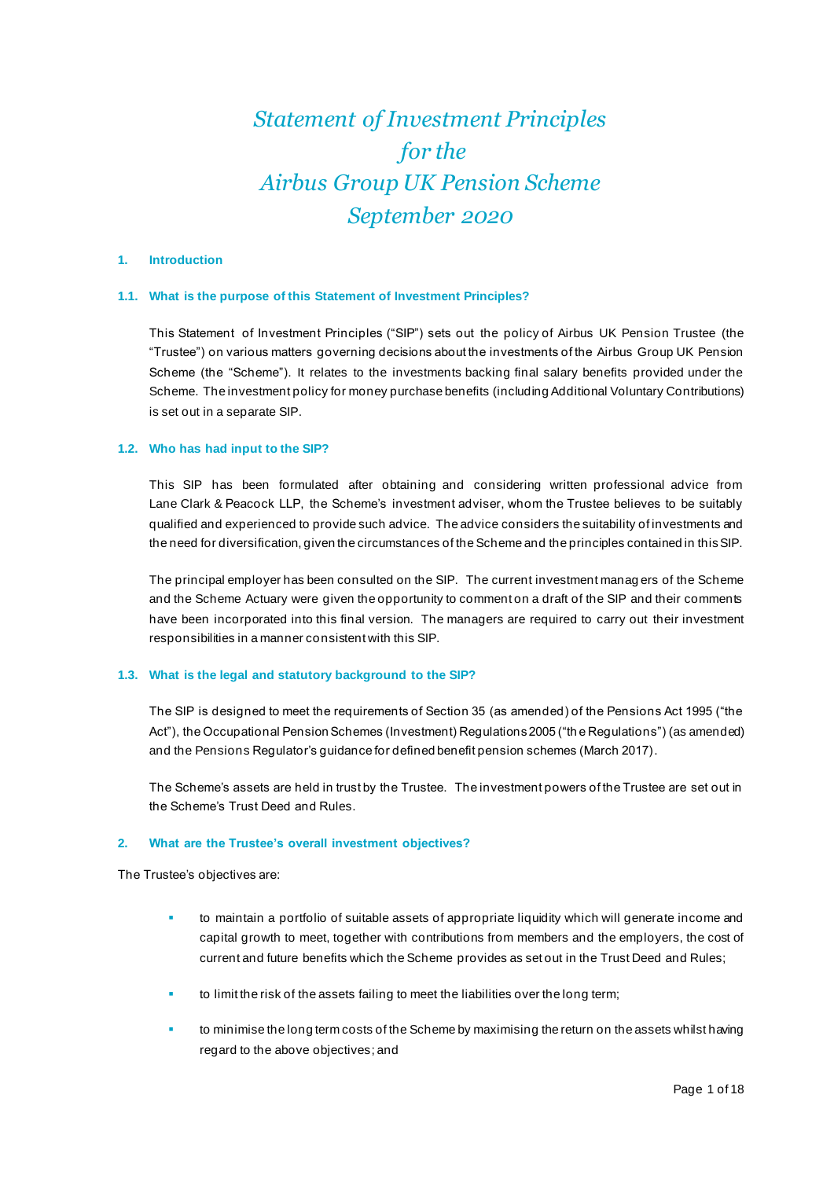# *Statement of Investment Principles for the Airbus Group UK Pension Scheme September 2020*

## 1. Introduction

### 1.1. What is the purpose of this Statement of Investment Principles?

This Statement of Investment Principles ("SIP") sets out the policy of Airbus UK Pension Trustee (the "Trustee") on various matters governing decisions about the investments of the Airbus Group UK Pension Scheme (the "Scheme"). It relates to the investments backing final salary benefits provided under the Scheme. The investment policy for money purchase benefits (including Additional Voluntary Contributions) is set out in a separate SIP.

### 1.2. Who has had input to the SIP?

This SIP has been formulated after obtaining and considering written professional advice from Lane Clark & Peacock LLP, the Scheme's investment adviser, whom the Trustee believes to be suitably qualified and experienced to provide such advice. The advice considers the suitability of investments and the need for diversification, given the circumstances of the Scheme and the principles contained in this SIP.

The principal employer has been consulted on the SIP. The current investment managers of the Scheme and the Scheme Actuary were given the opportunity to comment on a draft of the SIP and their comments have been incorporated into this final version. The managers are required to carry out their investment responsibilities in a manner consistent with this SIP.

### 1.3. What is the legal and statutory background to the SIP?

The SIP is designed to meet the requirements of Section 35 (as amended) of the Pensions Act 1995 ("the Act"), the Occupational Pension Schemes (Investment) Regulations 2005 ("the Regulations") (as amended) and the Pensions Regulator's guidance for defined benefit pension schemes (March 2017).

The Scheme's assets are held in trust by the Trustee. The investment powers of the Trustee are set out in the Scheme's Trust Deed and Rules.

## 2. What are the Trustee's overall investment objectives?

The Trustee's objectives are:

- to maintain a portfolio of suitable assets of appropriate liquidity which will generate income and capital growth to meet, together with contributions from members and the employers, the cost of current and future benefits which the Scheme provides as set out in the Trust Deed and Rules;
- to limit the risk of the assets failing to meet the liabilities over the long term;
- to minimise the long term costs of the Scheme by maximising the return on the assets whilst having regard to the above objectives; and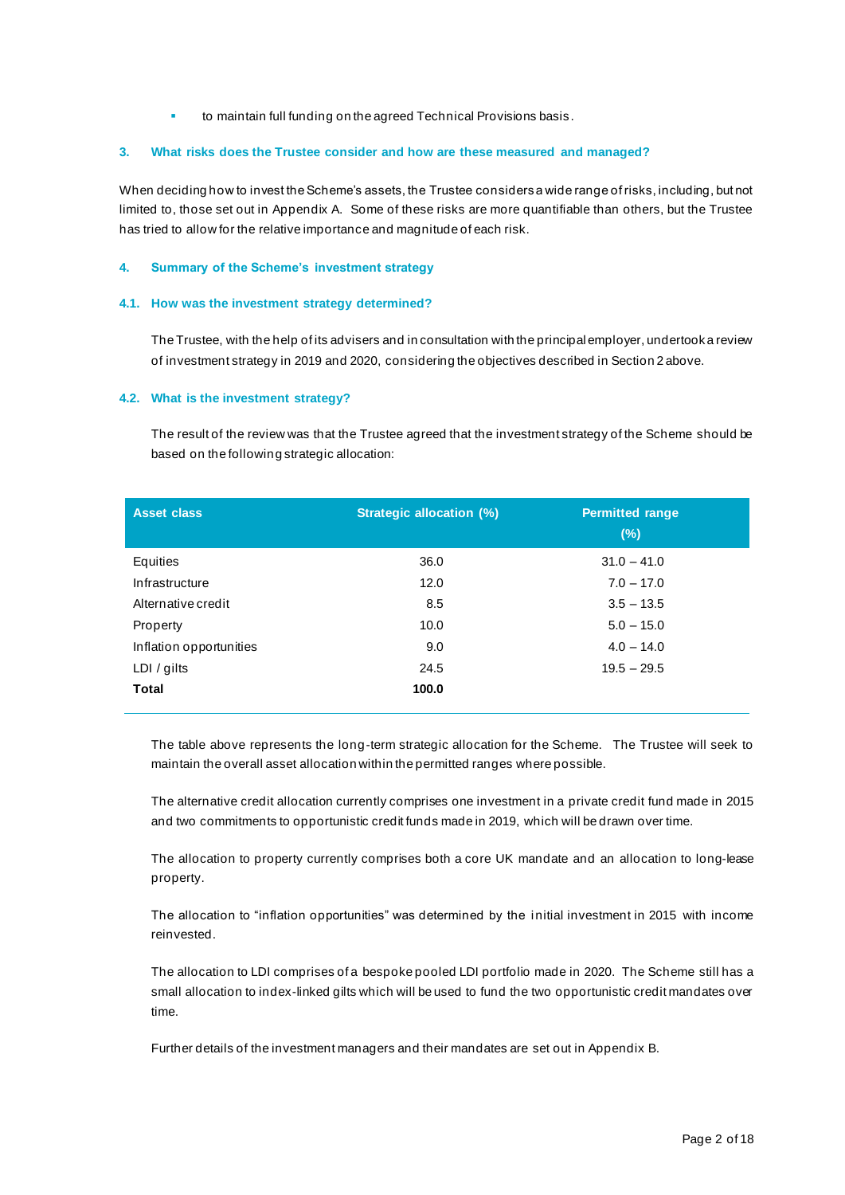- to maintain full funding on the agreed Technical Provisions basis.

## 3. What risks does the Trustee consider and how are these measured and managed?

When deciding how to invest the Scheme's assets, the Trustee considers a wide range of risks, including, but not limited to, those set out in Appendix A. Some of these risks are more quantifiable than others, but the Trustee has tried to allow for the relative importance and magnitude of each risk.

## 4. Summary of the Scheme's investment strategy

### 4.1. How was the investment strategy determined?

The Trustee, with the help of its advisers and in consultation with the principal employer, undertook a review of investment strategy in 2019 and 2020, considering the objectives described in Section 2 above.

### 4.2. What is the investment strategy?

The result of the review was that the Trustee agreed that the investment strategy of the Scheme should be based on the following strategic allocation:

| Asset class | Strategic allocation (%) | Permitted range (%) |
|---|---|---|
| Equities | 36.0 | 31.0 – 41.0 |
| Infrastructure | 12.0 | 7.0 – 17.0 |
| Alternative credit | 8.5 | 3.5 – 13.5 |
| Property | 10.0 | 5.0 – 15.0 |
| Inflation opportunities | 9.0 | 4.0 – 14.0 |
| LDI / gilts | 24.5 | 19.5 – 29.5 |
| **Total** | **100.0** | |

The table above represents the long-term strategic allocation for the Scheme. The Trustee will seek to maintain the overall asset allocation within the permitted ranges where possible.

The alternative credit allocation currently comprises one investment in a private credit fund made in 2015 and two commitments to opportunistic credit funds made in 2019, which will be drawn over time.

The allocation to property currently comprises both a core UK mandate and an allocation to long-lease property.

The allocation to "inflation opportunities" was determined by the initial investment in 2015 with income reinvested.

The allocation to LDI comprises of a bespoke pooled LDI portfolio made in 2020. The Scheme still has a small allocation to index-linked gilts which will be used to fund the two opportunistic credit mandates over time.

Further details of the investment managers and their mandates are set out in Appendix B.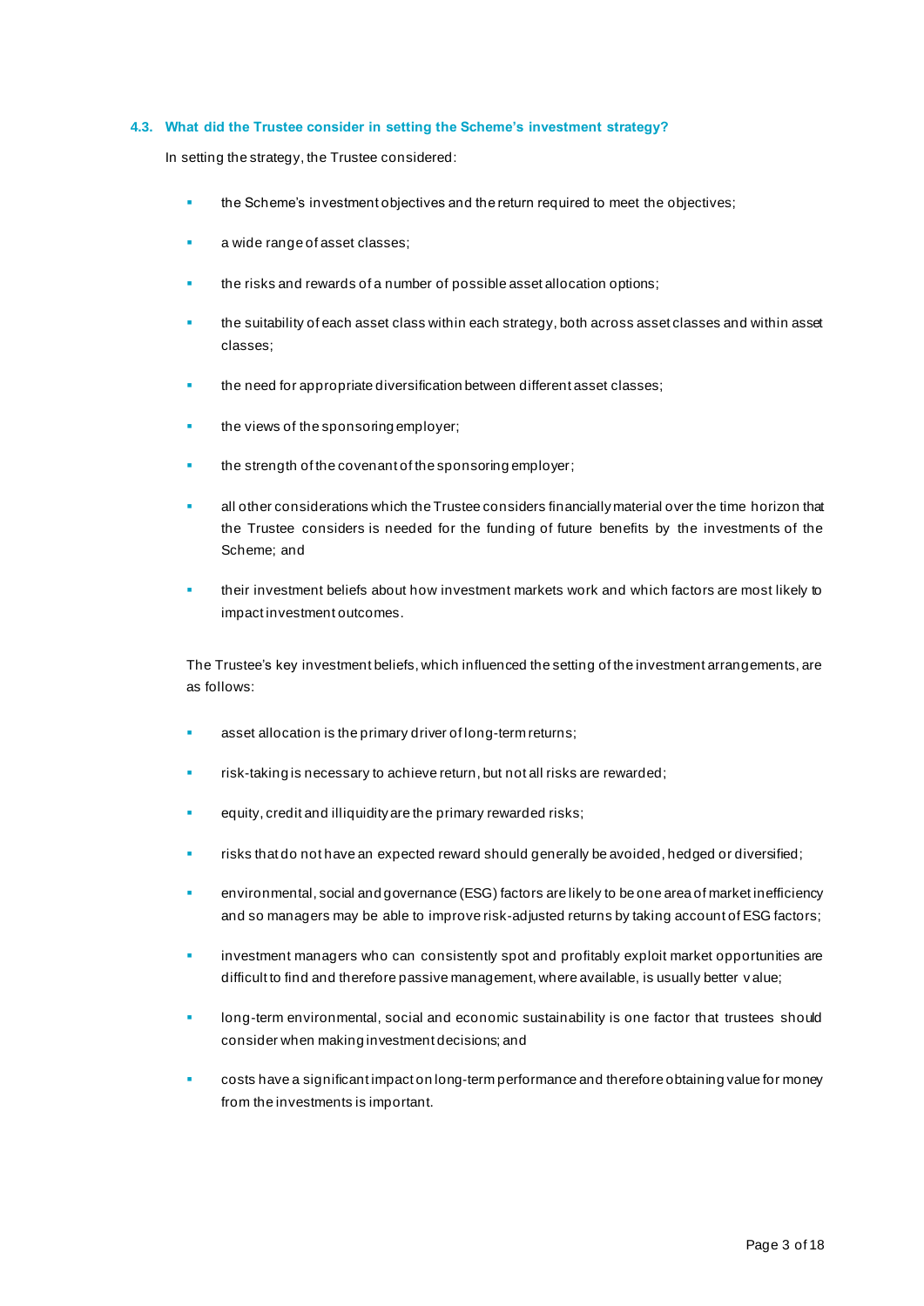### 4.3. What did the Trustee consider in setting the Scheme's investment strategy?

In setting the strategy, the Trustee considered:

- the Scheme's investment objectives and the return required to meet the objectives;
- a wide range of asset classes;
- the risks and rewards of a number of possible asset allocation options;
- the suitability of each asset class within each strategy, both across asset classes and within asset classes;
- the need for appropriate diversification between different asset classes;
- the views of the sponsoring employer;
- the strength of the covenant of the sponsoring employer;
- all other considerations which the Trustee considers financially material over the time horizon that the Trustee considers is needed for the funding of future benefits by the investments of the Scheme; and
- their investment beliefs about how investment markets work and which factors are most likely to impact investment outcomes.

The Trustee's key investment beliefs, which influenced the setting of the investment arrangements, are as follows:

- asset allocation is the primary driver of long-term returns;
- risk-taking is necessary to achieve return, but not all risks are rewarded;
- equity, credit and illiquidity are the primary rewarded risks;
- risks that do not have an expected reward should generally be avoided, hedged or diversified;
- environmental, social and governance (ESG) factors are likely to be one area of market inefficiency and so managers may be able to improve risk-adjusted returns by taking account of ESG factors;
- investment managers who can consistently spot and profitably exploit market opportunities are difficult to find and therefore passive management, where available, is usually better value;
- long-term environmental, social and economic sustainability is one factor that trustees should consider when making investment decisions; and
- costs have a significant impact on long-term performance and therefore obtaining value for money from the investments is important.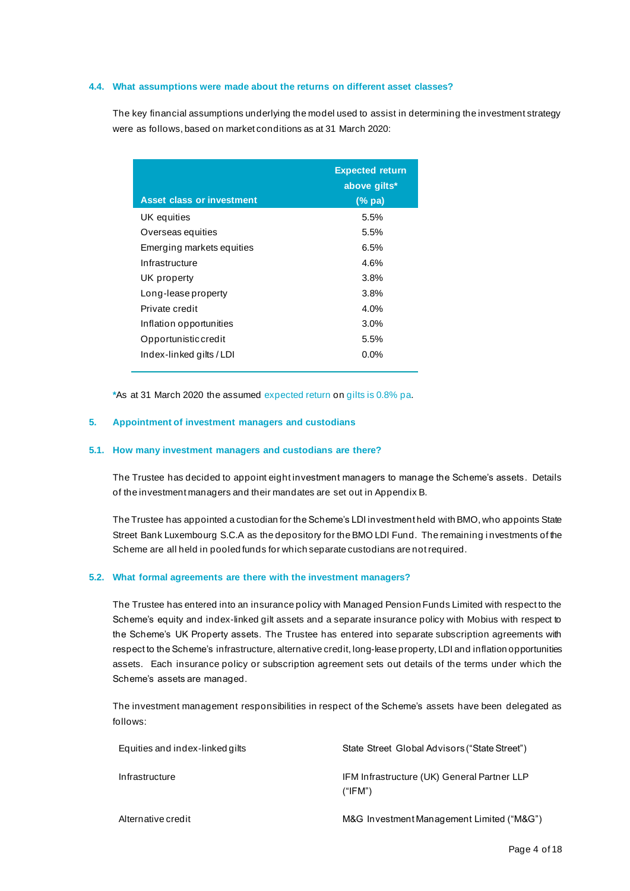### 4.4. What assumptions were made about the returns on different asset classes?

The key financial assumptions underlying the model used to assist in determining the investment strategy were as follows, based on market conditions as at 31 March 2020:

| Asset class or investment | Expected return above gilts* (% pa) |
|---|---|
| UK equities | 5.5% |
| Overseas equities | 5.5% |
| Emerging markets equities | 6.5% |
| Infrastructure | 4.6% |
| UK property | 3.8% |
| Long-lease property | 3.8% |
| Private credit | 4.0% |
| Inflation opportunities | 3.0% |
| Opportunistic credit | 5.5% |
| Index-linked gilts / LDI | 0.0% |

*As at 31 March 2020 the assumed expected return on gilts is 0.8% pa.

## 5. Appointment of investment managers and custodians

### 5.1. How many investment managers and custodians are there?

The Trustee has decided to appoint eight investment managers to manage the Scheme's assets. Details of the investment managers and their mandates are set out in Appendix B.

The Trustee has appointed a custodian for the Scheme's LDI investment held with BMO, who appoints State Street Bank Luxembourg S.C.A as the depository for the BMO LDI Fund. The remaining investments of the Scheme are all held in pooled funds for which separate custodians are not required.

### 5.2. What formal agreements are there with the investment managers?

The Trustee has entered into an insurance policy with Managed Pension Funds Limited with respect to the Scheme's equity and index-linked gilt assets and a separate insurance policy with Mobius with respect to the Scheme's UK Property assets. The Trustee has entered into separate subscription agreements with respect to the Scheme's infrastructure, alternative credit, long-lease property, LDI and inflation opportunities assets. Each insurance policy or subscription agreement sets out details of the terms under which the Scheme's assets are managed.

The investment management responsibilities in respect of the Scheme's assets have been delegated as follows:

| | |
|---|---|
| Equities and index-linked gilts | State Street Global Advisors ("State Street") |
| Infrastructure | IFM Infrastructure (UK) General Partner LLP ("IFM") |
| Alternative credit | M&G Investment Management Limited ("M&G") |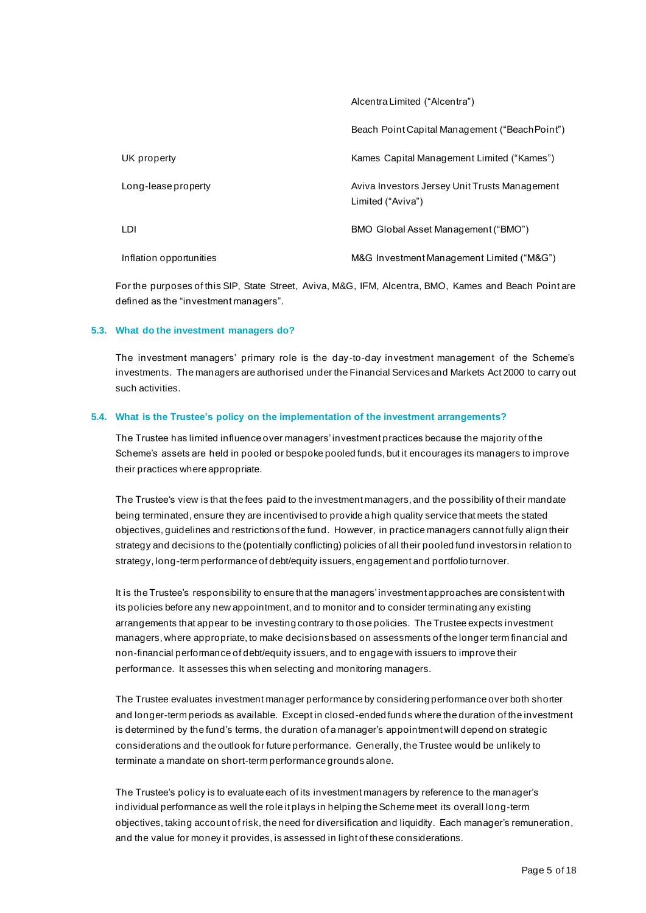| | |
|---|---|
| | Alcentra Limited ("Alcentra") |
| | Beach Point Capital Management ("Beach Point") |
| UK property | Kames Capital Management Limited ("Kames") |
| Long-lease property | Aviva Investors Jersey Unit Trusts Management Limited ("Aviva") |
| LDI | BMO Global Asset Management ("BMO") |
| Inflation opportunities | M&G Investment Management Limited ("M&G") |

For the purposes of this SIP, State Street, Aviva, M&G, IFM, Alcentra, BMO, Kames and Beach Point are defined as the "investment managers".

### 5.3. What do the investment managers do?

The investment managers' primary role is the day-to-day investment management of the Scheme's investments. The managers are authorised under the Financial Services and Markets Act 2000 to carry out such activities.

### 5.4. What is the Trustee's policy on the implementation of the investment arrangements?

The Trustee has limited influence over managers' investment practices because the majority of the Scheme's assets are held in pooled or bespoke pooled funds, but it encourages its managers to improve their practices where appropriate.

The Trustee's view is that the fees paid to the investment managers, and the possibility of their mandate being terminated, ensure they are incentivised to provide a high quality service that meets the stated objectives, guidelines and restrictions of the fund. However, in practice managers cannot fully align their strategy and decisions to the (potentially conflicting) policies of all their pooled fund investors in relation to strategy, long-term performance of debt/equity issuers, engagement and portfolio turnover.

It is the Trustee's responsibility to ensure that the managers' investment approaches are consistent with its policies before any new appointment, and to monitor and to consider terminating any existing arrangements that appear to be investing contrary to those policies. The Trustee expects investment managers, where appropriate, to make decisions based on assessments of the longer term financial and non-financial performance of debt/equity issuers, and to engage with issuers to improve their performance. It assesses this when selecting and monitoring managers.

The Trustee evaluates investment manager performance by considering performance over both shorter and longer-term periods as available. Except in closed-ended funds where the duration of the investment is determined by the fund's terms, the duration of a manager's appointment will depend on strategic considerations and the outlook for future performance. Generally, the Trustee would be unlikely to terminate a mandate on short-term performance grounds alone.

The Trustee's policy is to evaluate each of its investment managers by reference to the manager's individual performance as well the role it plays in helping the Scheme meet its overall long-term objectives, taking account of risk, the need for diversification and liquidity. Each manager's remuneration, and the value for money it provides, is assessed in light of these considerations.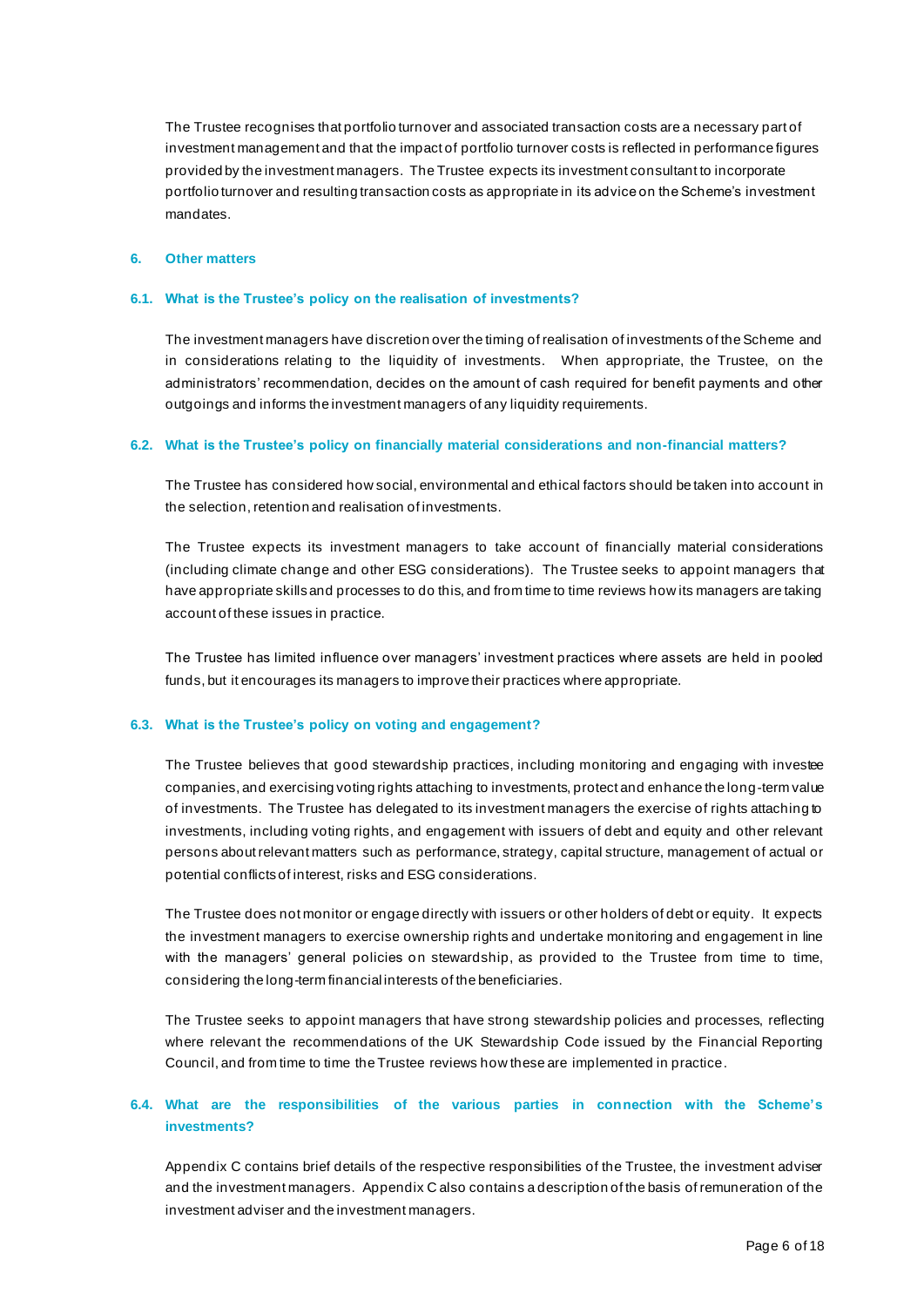The Trustee recognises that portfolio turnover and associated transaction costs are a necessary part of investment management and that the impact of portfolio turnover costs is reflected in performance figures provided by the investment managers. The Trustee expects its investment consultant to incorporate portfolio turnover and resulting transaction costs as appropriate in its advice on the Scheme's investment mandates.

## 6. Other matters

### 6.1. What is the Trustee's policy on the realisation of investments?

The investment managers have discretion over the timing of realisation of investments of the Scheme and in considerations relating to the liquidity of investments. When appropriate, the Trustee, on the administrators' recommendation, decides on the amount of cash required for benefit payments and other outgoings and informs the investment managers of any liquidity requirements.

### 6.2. What is the Trustee's policy on financially material considerations and non-financial matters?

The Trustee has considered how social, environmental and ethical factors should be taken into account in the selection, retention and realisation of investments.

The Trustee expects its investment managers to take account of financially material considerations (including climate change and other ESG considerations). The Trustee seeks to appoint managers that have appropriate skills and processes to do this, and from time to time reviews how its managers are taking account of these issues in practice.

The Trustee has limited influence over managers' investment practices where assets are held in pooled funds, but it encourages its managers to improve their practices where appropriate.

### 6.3. What is the Trustee's policy on voting and engagement?

The Trustee believes that good stewardship practices, including monitoring and engaging with investee companies, and exercising voting rights attaching to investments, protect and enhance the long-term value of investments. The Trustee has delegated to its investment managers the exercise of rights attaching to investments, including voting rights, and engagement with issuers of debt and equity and other relevant persons about relevant matters such as performance, strategy, capital structure, management of actual or potential conflicts of interest, risks and ESG considerations.

The Trustee does not monitor or engage directly with issuers or other holders of debt or equity. It expects the investment managers to exercise ownership rights and undertake monitoring and engagement in line with the managers' general policies on stewardship, as provided to the Trustee from time to time, considering the long-term financial interests of the beneficiaries.

The Trustee seeks to appoint managers that have strong stewardship policies and processes, reflecting where relevant the recommendations of the UK Stewardship Code issued by the Financial Reporting Council, and from time to time the Trustee reviews how these are implemented in practice.

### 6.4. What are the responsibilities of the various parties in connection with the Scheme's investments?

Appendix C contains brief details of the respective responsibilities of the Trustee, the investment adviser and the investment managers. Appendix C also contains a description of the basis of remuneration of the investment adviser and the investment managers.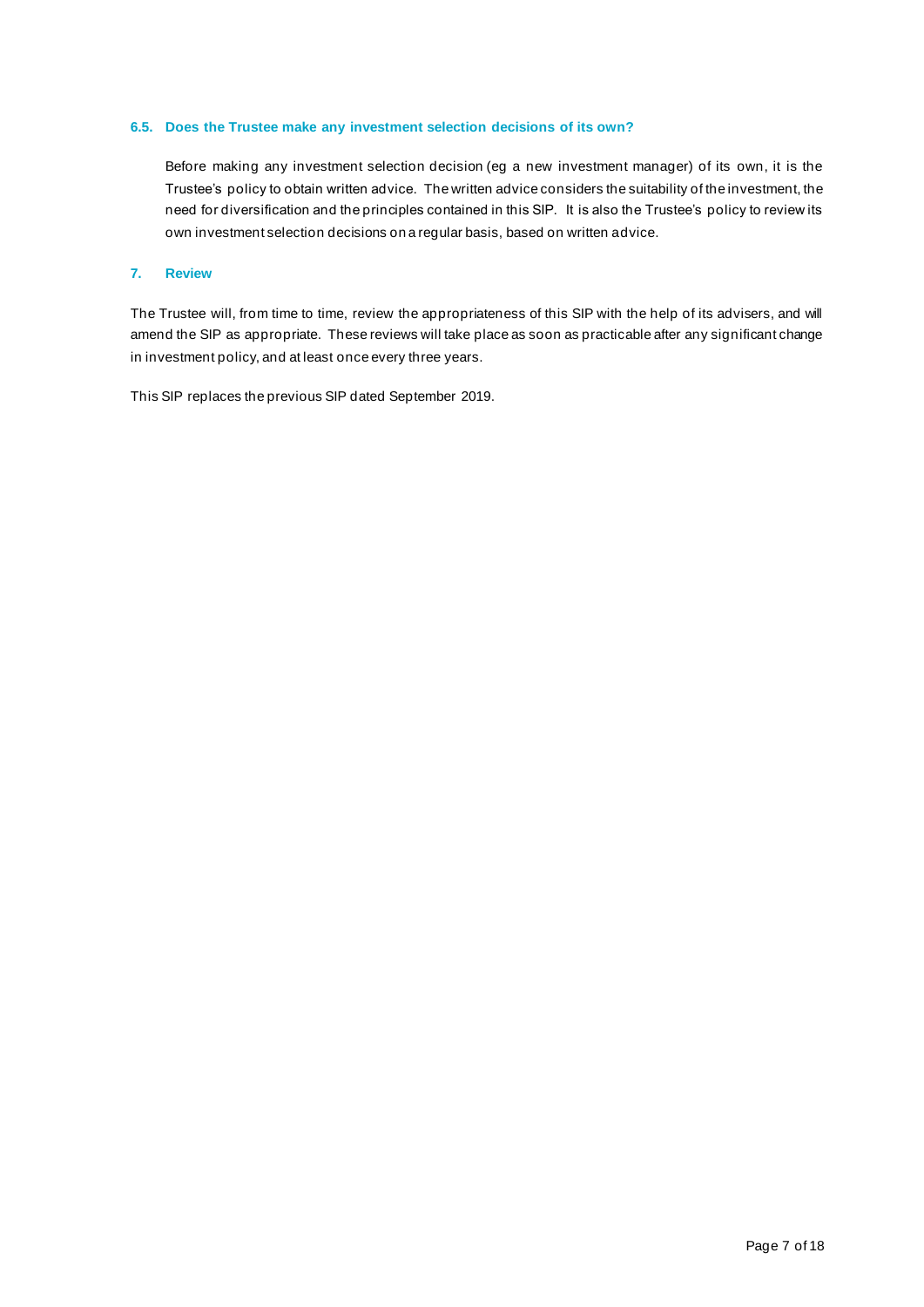### 6.5. Does the Trustee make any investment selection decisions of its own?

Before making any investment selection decision (eg a new investment manager) of its own, it is the Trustee's policy to obtain written advice. The written advice considers the suitability of the investment, the need for diversification and the principles contained in this SIP. It is also the Trustee's policy to review its own investment selection decisions on a regular basis, based on written advice.

## 7. Review

The Trustee will, from time to time, review the appropriateness of this SIP with the help of its advisers, and will amend the SIP as appropriate. These reviews will take place as soon as practicable after any significant change in investment policy, and at least once every three years.

This SIP replaces the previous SIP dated September 2019.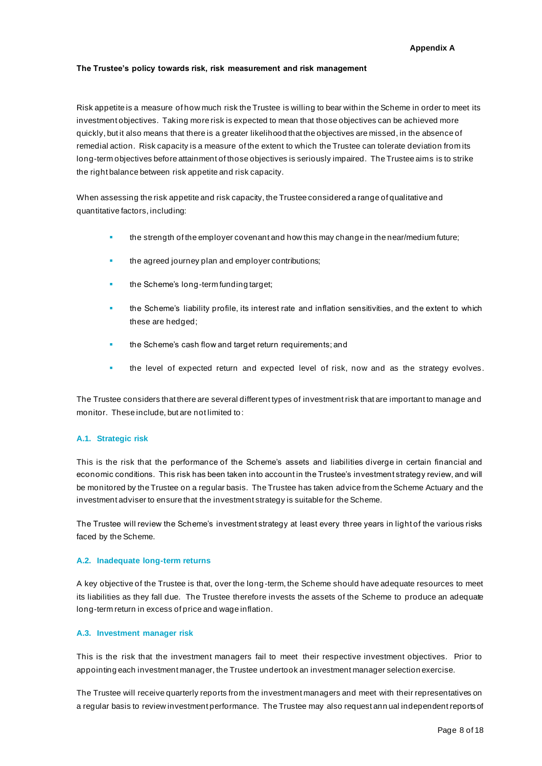Appendix A

**The Trustee's policy towards risk, risk measurement and risk management**

Risk appetite is a measure of how much risk the Trustee is willing to bear within the Scheme in order to meet its investment objectives. Taking more risk is expected to mean that those objectives can be achieved more quickly, but it also means that there is a greater likelihood that the objectives are missed, in the absence of remedial action. Risk capacity is a measure of the extent to which the Trustee can tolerate deviation from its long-term objectives before attainment of those objectives is seriously impaired. The Trustee aims is to strike the right balance between risk appetite and risk capacity.

When assessing the risk appetite and risk capacity, the Trustee considered a range of qualitative and quantitative factors, including:

- the strength of the employer covenant and how this may change in the near/medium future;
- the agreed journey plan and employer contributions;
- the Scheme's long-term funding target;
- the Scheme's liability profile, its interest rate and inflation sensitivities, and the extent to which these are hedged;
- the Scheme's cash flow and target return requirements; and
- the level of expected return and expected level of risk, now and as the strategy evolves.

The Trustee considers that there are several different types of investment risk that are important to manage and monitor. These include, but are not limited to:

### A.1. Strategic risk

This is the risk that the performance of the Scheme's assets and liabilities diverge in certain financial and economic conditions. This risk has been taken into account in the Trustee's investment strategy review, and will be monitored by the Trustee on a regular basis. The Trustee has taken advice from the Scheme Actuary and the investment adviser to ensure that the investment strategy is suitable for the Scheme.

The Trustee will review the Scheme's investment strategy at least every three years in light of the various risks faced by the Scheme.

### A.2. Inadequate long-term returns

A key objective of the Trustee is that, over the long-term, the Scheme should have adequate resources to meet its liabilities as they fall due. The Trustee therefore invests the assets of the Scheme to produce an adequate long-term return in excess of price and wage inflation.

### A.3. Investment manager risk

This is the risk that the investment managers fail to meet their respective investment objectives. Prior to appointing each investment manager, the Trustee undertook an investment manager selection exercise.

The Trustee will receive quarterly reports from the investment managers and meet with their representatives on a regular basis to review investment performance. The Trustee may also request annual independent reports of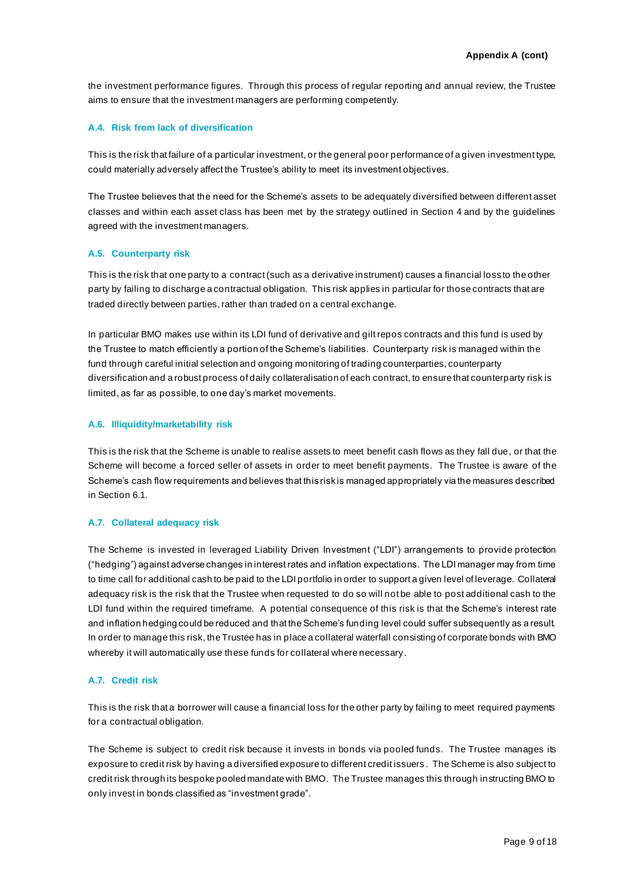the investment performance figures. Through this process of regular reporting and annual review, the Trustee aims to ensure that the investment managers are performing competently.

### A.4. Risk from lack of diversification

This is the risk that failure of a particular investment, or the general poor performance of a given investment type, could materially adversely affect the Trustee's ability to meet its investment objectives.

The Trustee believes that the need for the Scheme's assets to be adequately diversified between different asset classes and within each asset class has been met by the strategy outlined in Section 4 and by the guidelines agreed with the investment managers.

### A.5. Counterparty risk

This is the risk that one party to a contract (such as a derivative instrument) causes a financial loss to the other party by failing to discharge a contractual obligation. This risk applies in particular for those contracts that are traded directly between parties, rather than traded on a central exchange.

In particular BMO makes use within its LDI fund of derivative and gilt repos contracts and this fund is used by the Trustee to match efficiently a portion of the Scheme's liabilities. Counterparty risk is managed within the fund through careful initial selection and ongoing monitoring of trading counterparties, counterparty diversification and a robust process of daily collateralisation of each contract, to ensure that counterparty risk is limited, as far as possible, to one day's market movements.

### A.6. Illiquidity/marketability risk

This is the risk that the Scheme is unable to realise assets to meet benefit cash flows as they fall due, or that the Scheme will become a forced seller of assets in order to meet benefit payments. The Trustee is aware of the Scheme's cash flow requirements and believes that this risk is managed appropriately via the measures described in Section 6.1.

### A.7. Collateral adequacy risk

The Scheme is invested in leveraged Liability Driven Investment ("LDI") arrangements to provide protection ("hedging") against adverse changes in interest rates and inflation expectations. The LDI manager may from time to time call for additional cash to be paid to the LDI portfolio in order to support a given level of leverage. Collateral adequacy risk is the risk that the Trustee when requested to do so will not be able to post additional cash to the LDI fund within the required timeframe. A potential consequence of this risk is that the Scheme's interest rate and inflation hedging could be reduced and that the Scheme's funding level could suffer subsequently as a result. In order to manage this risk, the Trustee has in place a collateral waterfall consisting of corporate bonds with BMO whereby it will automatically use these funds for collateral where necessary.

### A.7. Credit risk

This is the risk that a borrower will cause a financial loss for the other party by failing to meet required payments for a contractual obligation.

The Scheme is subject to credit risk because it invests in bonds via pooled funds. The Trustee manages its exposure to credit risk by having a diversified exposure to different credit issuers. The Scheme is also subject to credit risk through its bespoke pooled mandate with BMO. The Trustee manages this through instructing BMO to only invest in bonds classified as "investment grade".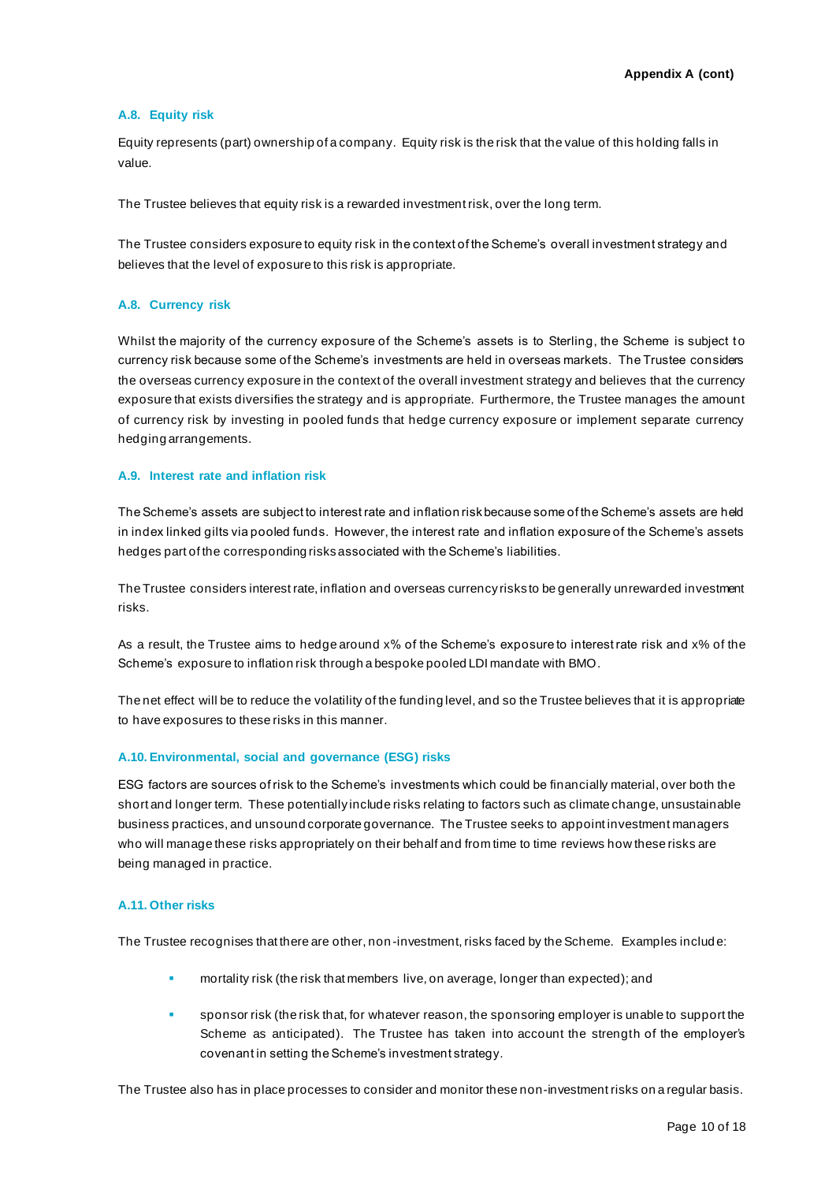### A.8. Equity risk

Equity represents (part) ownership of a company. Equity risk is the risk that the value of this holding falls in value.

The Trustee believes that equity risk is a rewarded investment risk, over the long term.

The Trustee considers exposure to equity risk in the context of the Scheme's overall investment strategy and believes that the level of exposure to this risk is appropriate.

### A.8. Currency risk

Whilst the majority of the currency exposure of the Scheme's assets is to Sterling, the Scheme is subject to currency risk because some of the Scheme's investments are held in overseas markets. The Trustee considers the overseas currency exposure in the context of the overall investment strategy and believes that the currency exposure that exists diversifies the strategy and is appropriate. Furthermore, the Trustee manages the amount of currency risk by investing in pooled funds that hedge currency exposure or implement separate currency hedging arrangements.

### A.9. Interest rate and inflation risk

The Scheme's assets are subject to interest rate and inflation risk because some of the Scheme's assets are held in index linked gilts via pooled funds. However, the interest rate and inflation exposure of the Scheme's assets hedges part of the corresponding risks associated with the Scheme's liabilities.

The Trustee considers interest rate, inflation and overseas currency risks to be generally unrewarded investment risks.

As a result, the Trustee aims to hedge around x% of the Scheme's exposure to interest rate risk and x% of the Scheme's exposure to inflation risk through a bespoke pooled LDI mandate with BMO.

The net effect will be to reduce the volatility of the funding level, and so the Trustee believes that it is appropriate to have exposures to these risks in this manner.

### A.10. Environmental, social and governance (ESG) risks

ESG factors are sources of risk to the Scheme's investments which could be financially material, over both the short and longer term. These potentially include risks relating to factors such as climate change, unsustainable business practices, and unsound corporate governance. The Trustee seeks to appoint investment managers who will manage these risks appropriately on their behalf and from time to time reviews how these risks are being managed in practice.

### A.11. Other risks

The Trustee recognises that there are other, non-investment, risks faced by the Scheme. Examples include:

- mortality risk (the risk that members live, on average, longer than expected); and
- sponsor risk (the risk that, for whatever reason, the sponsoring employer is unable to support the Scheme as anticipated). The Trustee has taken into account the strength of the employer's covenant in setting the Scheme's investment strategy.

The Trustee also has in place processes to consider and monitor these non-investment risks on a regular basis.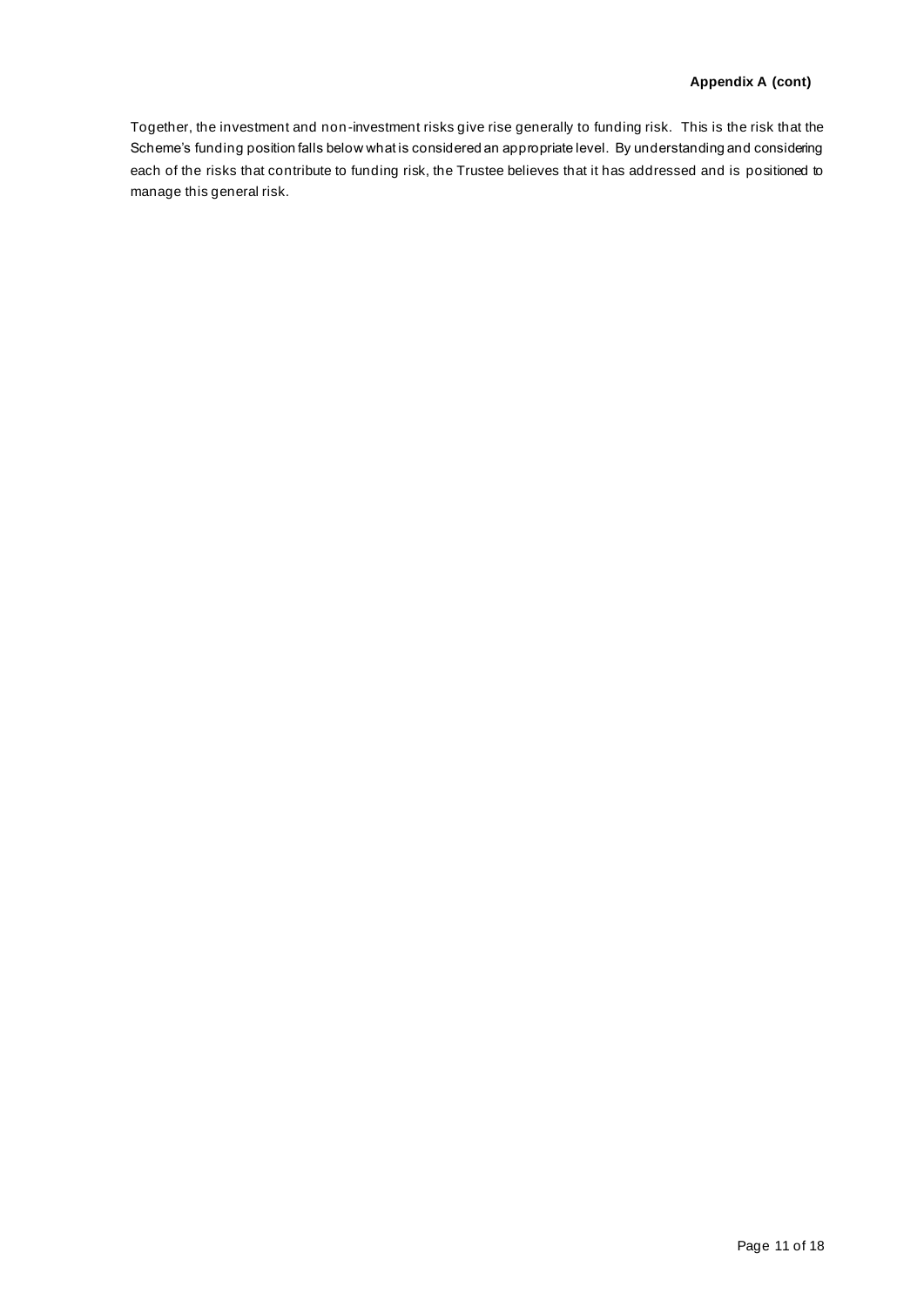**Appendix A (cont)**

Together, the investment and non-investment risks give rise generally to funding risk. This is the risk that the Scheme's funding position falls below what is considered an appropriate level. By understanding and considering each of the risks that contribute to funding risk, the Trustee believes that it has addressed and is positioned to manage this general risk.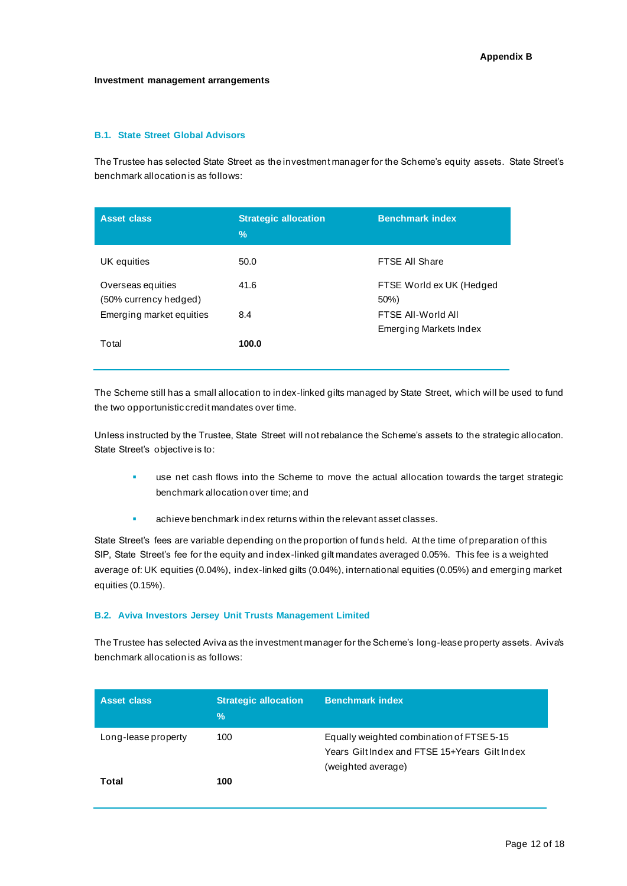**Appendix B**

**Investment management arrangements**

## B.1. State Street Global Advisors

The Trustee has selected State Street as the investment manager for the Scheme's equity assets. State Street's benchmark allocation is as follows:

| Asset class | Strategic allocation % | Benchmark index |
|---|---|---|
| UK equities | 50.0 | FTSE All Share |
| Overseas equities (50% currency hedged) | 41.6 | FTSE World ex UK (Hedged 50%) |
| Emerging market equities | 8.4 | FTSE All-World All Emerging Markets Index |
| Total | **100.0** | |

The Scheme still has a small allocation to index-linked gilts managed by State Street, which will be used to fund the two opportunistic credit mandates over time.

Unless instructed by the Trustee, State Street will not rebalance the Scheme's assets to the strategic allocation. State Street's objective is to:

- use net cash flows into the Scheme to move the actual allocation towards the target strategic benchmark allocation over time; and
- achieve benchmark index returns within the relevant asset classes.

State Street's fees are variable depending on the proportion of funds held. At the time of preparation of this SIP, State Street's fee for the equity and index-linked gilt mandates averaged 0.05%. This fee is a weighted average of: UK equities (0.04%), index-linked gilts (0.04%), international equities (0.05%) and emerging market equities (0.15%).

## B.2. Aviva Investors Jersey Unit Trusts Management Limited

The Trustee has selected Aviva as the investment manager for the Scheme's long-lease property assets. Aviva's benchmark allocation is as follows:

| Asset class | Strategic allocation % | Benchmark index |
|---|---|---|
| Long-lease property | 100 | Equally weighted combination of FTSE 5-15 Years Gilt Index and FTSE 15+Years Gilt Index (weighted average) |
| **Total** | **100** | |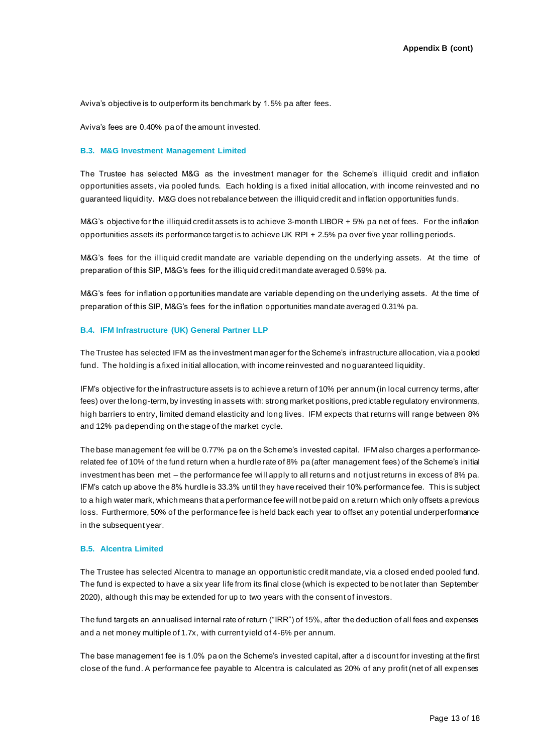Aviva's objective is to outperform its benchmark by 1.5% pa after fees.

Aviva's fees are 0.40% pa of the amount invested.

### B.3. M&G Investment Management Limited

The Trustee has selected M&G as the investment manager for the Scheme's illiquid credit and inflation opportunities assets, via pooled funds. Each holding is a fixed initial allocation, with income reinvested and no guaranteed liquidity. M&G does not rebalance between the illiquid credit and inflation opportunities funds.

M&G's objective for the illiquid credit assets is to achieve 3-month LIBOR + 5% pa net of fees. For the inflation opportunities assets its performance target is to achieve UK RPI + 2.5% pa over five year rolling periods.

M&G's fees for the illiquid credit mandate are variable depending on the underlying assets. At the time of preparation of this SIP, M&G's fees for the illiquid credit mandate averaged 0.59% pa.

M&G's fees for inflation opportunities mandate are variable depending on the underlying assets. At the time of preparation of this SIP, M&G's fees for the inflation opportunities mandate averaged 0.31% pa.

### B.4. IFM Infrastructure (UK) General Partner LLP

The Trustee has selected IFM as the investment manager for the Scheme's infrastructure allocation, via a pooled fund. The holding is a fixed initial allocation, with income reinvested and no guaranteed liquidity.

IFM's objective for the infrastructure assets is to achieve a return of 10% per annum (in local currency terms, after fees) over the long-term, by investing in assets with: strong market positions, predictable regulatory environments, high barriers to entry, limited demand elasticity and long lives. IFM expects that returns will range between 8% and 12% pa depending on the stage of the market cycle.

The base management fee will be 0.77% pa on the Scheme's invested capital. IFM also charges a performance-related fee of 10% of the fund return when a hurdle rate of 8% pa (after management fees) of the Scheme's initial investment has been met – the performance fee will apply to all returns and not just returns in excess of 8% pa. IFM's catch up above the 8% hurdle is 33.3% until they have received their 10% performance fee. This is subject to a high water mark, which means that a performance fee will not be paid on a return which only offsets a previous loss. Furthermore, 50% of the performance fee is held back each year to offset any potential underperformance in the subsequent year.

### B.5. Alcentra Limited

The Trustee has selected Alcentra to manage an opportunistic credit mandate, via a closed ended pooled fund. The fund is expected to have a six year life from its final close (which is expected to be not later than September 2020), although this may be extended for up to two years with the consent of investors.

The fund targets an annualised internal rate of return ("IRR") of 15%, after the deduction of all fees and expenses and a net money multiple of 1.7x, with current yield of 4-6% per annum.

The base management fee is 1.0% pa on the Scheme's invested capital, after a discount for investing at the first close of the fund. A performance fee payable to Alcentra is calculated as 20% of any profit (net of all expenses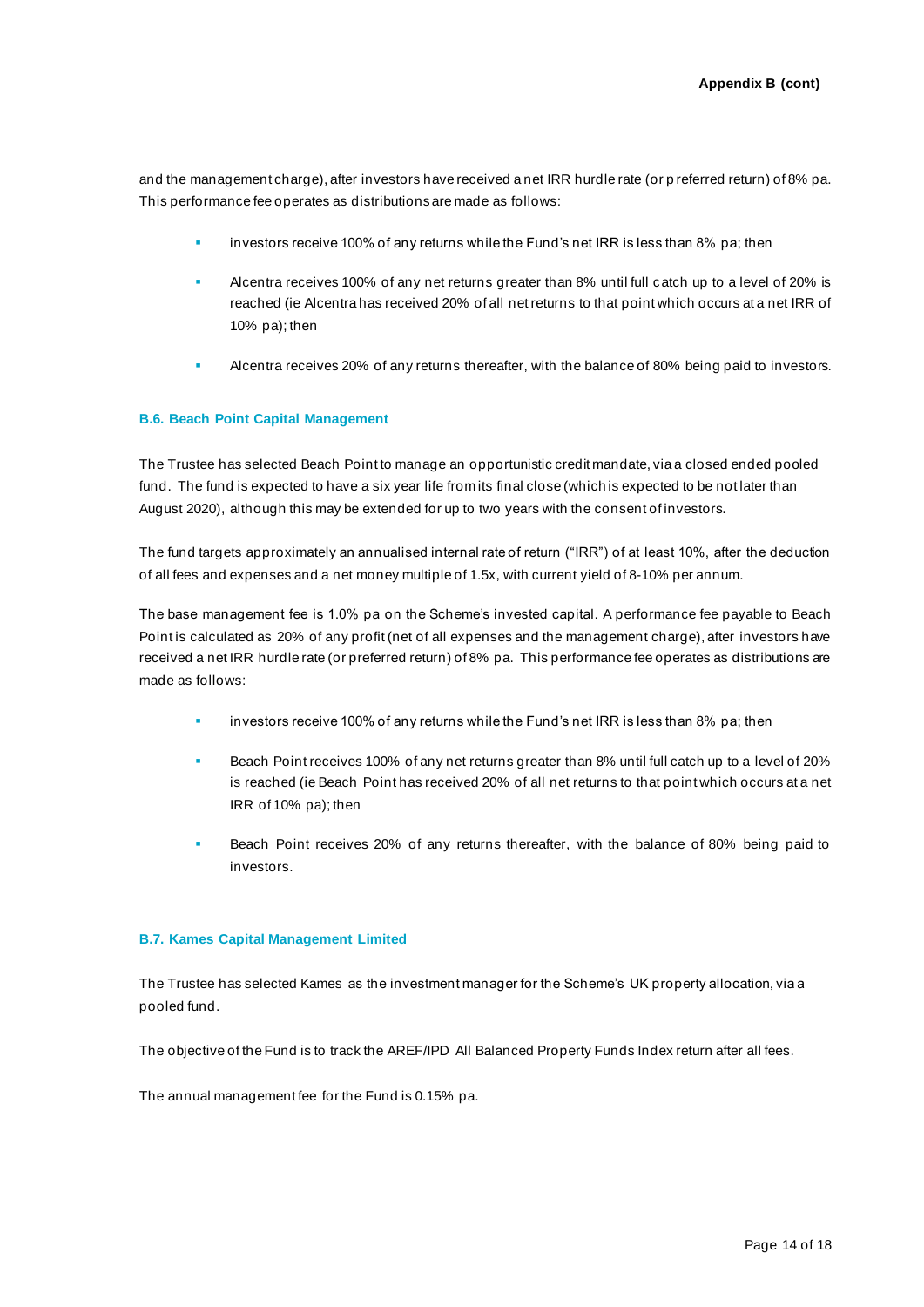and the management charge), after investors have received a net IRR hurdle rate (or preferred return) of 8% pa. This performance fee operates as distributions are made as follows:

- investors receive 100% of any returns while the Fund's net IRR is less than 8% pa; then
- Alcentra receives 100% of any net returns greater than 8% until full catch up to a level of 20% is reached (ie Alcentra has received 20% of all net returns to that point which occurs at a net IRR of 10% pa); then
- Alcentra receives 20% of any returns thereafter, with the balance of 80% being paid to investors.

### B.6. Beach Point Capital Management

The Trustee has selected Beach Point to manage an opportunistic credit mandate, via a closed ended pooled fund. The fund is expected to have a six year life from its final close (which is expected to be not later than August 2020), although this may be extended for up to two years with the consent of investors.

The fund targets approximately an annualised internal rate of return ("IRR") of at least 10%, after the deduction of all fees and expenses and a net money multiple of 1.5x, with current yield of 8-10% per annum.

The base management fee is 1.0% pa on the Scheme's invested capital. A performance fee payable to Beach Point is calculated as 20% of any profit (net of all expenses and the management charge), after investors have received a net IRR hurdle rate (or preferred return) of 8% pa. This performance fee operates as distributions are made as follows:

- investors receive 100% of any returns while the Fund's net IRR is less than 8% pa; then
- Beach Point receives 100% of any net returns greater than 8% until full catch up to a level of 20% is reached (ie Beach Point has received 20% of all net returns to that point which occurs at a net IRR of 10% pa); then
- Beach Point receives 20% of any returns thereafter, with the balance of 80% being paid to investors.

### B.7. Kames Capital Management Limited

The Trustee has selected Kames as the investment manager for the Scheme's UK property allocation, via a pooled fund.

The objective of the Fund is to track the AREF/IPD All Balanced Property Funds Index return after all fees.

The annual management fee for the Fund is 0.15% pa.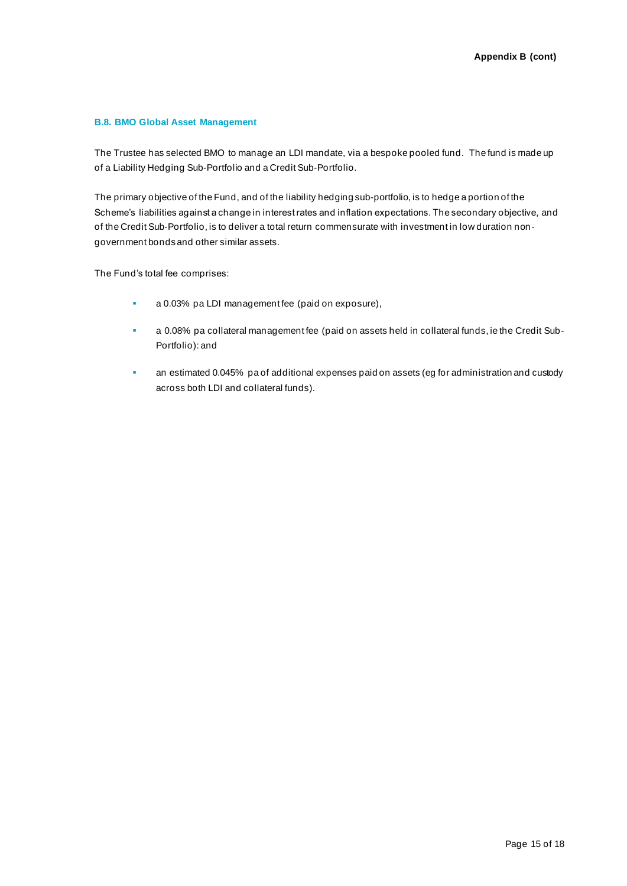### B.8. BMO Global Asset Management

The Trustee has selected BMO to manage an LDI mandate, via a bespoke pooled fund. The fund is made up of a Liability Hedging Sub-Portfolio and a Credit Sub-Portfolio.

The primary objective of the Fund, and of the liability hedging sub-portfolio, is to hedge a portion of the Scheme's liabilities against a change in interest rates and inflation expectations. The secondary objective, and of the Credit Sub-Portfolio, is to deliver a total return commensurate with investment in low duration non-government bonds and other similar assets.

The Fund's total fee comprises:

- a 0.03% pa LDI management fee (paid on exposure),
- a 0.08% pa collateral management fee (paid on assets held in collateral funds, ie the Credit Sub-Portfolio): and
- an estimated 0.045% pa of additional expenses paid on assets (eg for administration and custody across both LDI and collateral funds).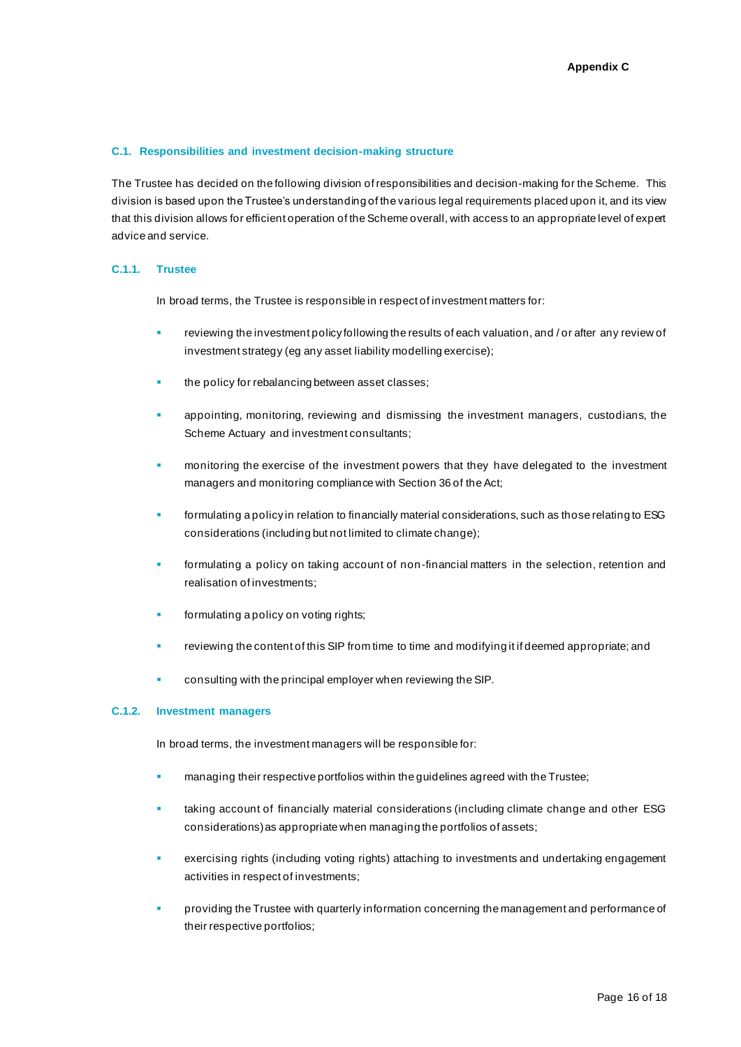Appendix C

## C.1. Responsibilities and investment decision-making structure

The Trustee has decided on the following division of responsibilities and decision-making for the Scheme. This division is based upon the Trustee's understanding of the various legal requirements placed upon it, and its view that this division allows for efficient operation of the Scheme overall, with access to an appropriate level of expert advice and service.

### C.1.1. Trustee

In broad terms, the Trustee is responsible in respect of investment matters for:

- reviewing the investment policy following the results of each valuation, and / or after any review of investment strategy (eg any asset liability modelling exercise);
- the policy for rebalancing between asset classes;
- appointing, monitoring, reviewing and dismissing the investment managers, custodians, the Scheme Actuary and investment consultants;
- monitoring the exercise of the investment powers that they have delegated to the investment managers and monitoring compliance with Section 36 of the Act;
- formulating a policy in relation to financially material considerations, such as those relating to ESG considerations (including but not limited to climate change);
- formulating a policy on taking account of non-financial matters in the selection, retention and realisation of investments;
- formulating a policy on voting rights;
- reviewing the content of this SIP from time to time and modifying it if deemed appropriate; and
- consulting with the principal employer when reviewing the SIP.

### C.1.2. Investment managers

In broad terms, the investment managers will be responsible for:

- managing their respective portfolios within the guidelines agreed with the Trustee;
- taking account of financially material considerations (including climate change and other ESG considerations) as appropriate when managing the portfolios of assets;
- exercising rights (including voting rights) attaching to investments and undertaking engagement activities in respect of investments;
- providing the Trustee with quarterly information concerning the management and performance of their respective portfolios;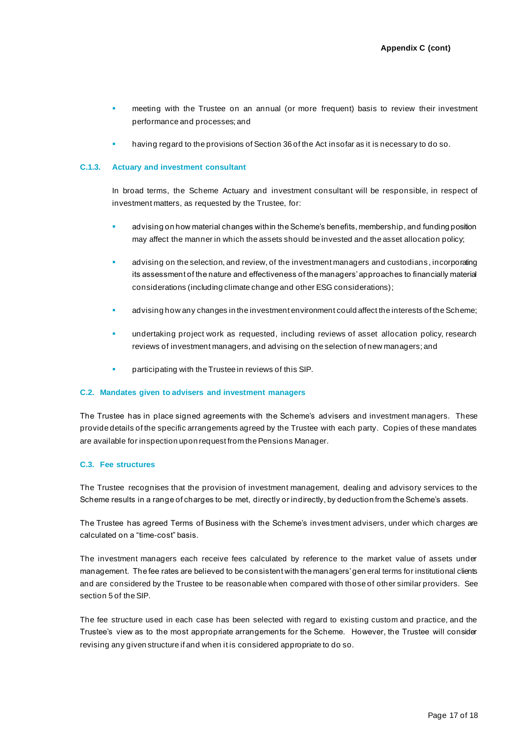- meeting with the Trustee on an annual (or more frequent) basis to review their investment performance and processes; and
- having regard to the provisions of Section 36 of the Act insofar as it is necessary to do so.

#### C.1.3. Actuary and investment consultant

In broad terms, the Scheme Actuary and investment consultant will be responsible, in respect of investment matters, as requested by the Trustee, for:

- advising on how material changes within the Scheme's benefits, membership, and funding position may affect the manner in which the assets should be invested and the asset allocation policy;
- advising on the selection, and review, of the investment managers and custodians, incorporating its assessment of the nature and effectiveness of the managers' approaches to financially material considerations (including climate change and other ESG considerations);
- advising how any changes in the investment environment could affect the interests of the Scheme;
- undertaking project work as requested, including reviews of asset allocation policy, research reviews of investment managers, and advising on the selection of new managers; and
- participating with the Trustee in reviews of this SIP.

### C.2. Mandates given to advisers and investment managers

The Trustee has in place signed agreements with the Scheme's advisers and investment managers. These provide details of the specific arrangements agreed by the Trustee with each party. Copies of these mandates are available for inspection upon request from the Pensions Manager.

### C.3. Fee structures

The Trustee recognises that the provision of investment management, dealing and advisory services to the Scheme results in a range of charges to be met, directly or indirectly, by deduction from the Scheme's assets.

The Trustee has agreed Terms of Business with the Scheme's investment advisers, under which charges are calculated on a "time-cost" basis.

The investment managers each receive fees calculated by reference to the market value of assets under management. The fee rates are believed to be consistent with the managers' general terms for institutional clients and are considered by the Trustee to be reasonable when compared with those of other similar providers. See section 5 of the SIP.

The fee structure used in each case has been selected with regard to existing custom and practice, and the Trustee's view as to the most appropriate arrangements for the Scheme. However, the Trustee will consider revising any given structure if and when it is considered appropriate to do so.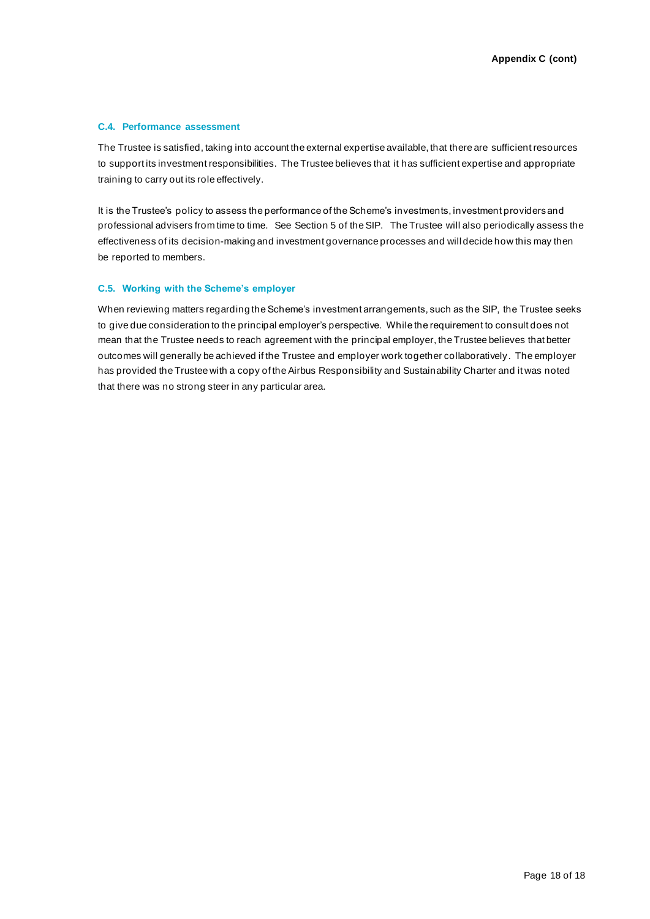Appendix C (cont)

### C.4. Performance assessment

The Trustee is satisfied, taking into account the external expertise available, that there are sufficient resources to support its investment responsibilities. The Trustee believes that it has sufficient expertise and appropriate training to carry out its role effectively.

It is the Trustee's policy to assess the performance of the Scheme's investments, investment providers and professional advisers from time to time. See Section 5 of the SIP. The Trustee will also periodically assess the effectiveness of its decision-making and investment governance processes and will decide how this may then be reported to members.

### C.5. Working with the Scheme's employer

When reviewing matters regarding the Scheme's investment arrangements, such as the SIP, the Trustee seeks to give due consideration to the principal employer's perspective. While the requirement to consult does not mean that the Trustee needs to reach agreement with the principal employer, the Trustee believes that better outcomes will generally be achieved if the Trustee and employer work together collaboratively. The employer has provided the Trustee with a copy of the Airbus Responsibility and Sustainability Charter and it was noted that there was no strong steer in any particular area.